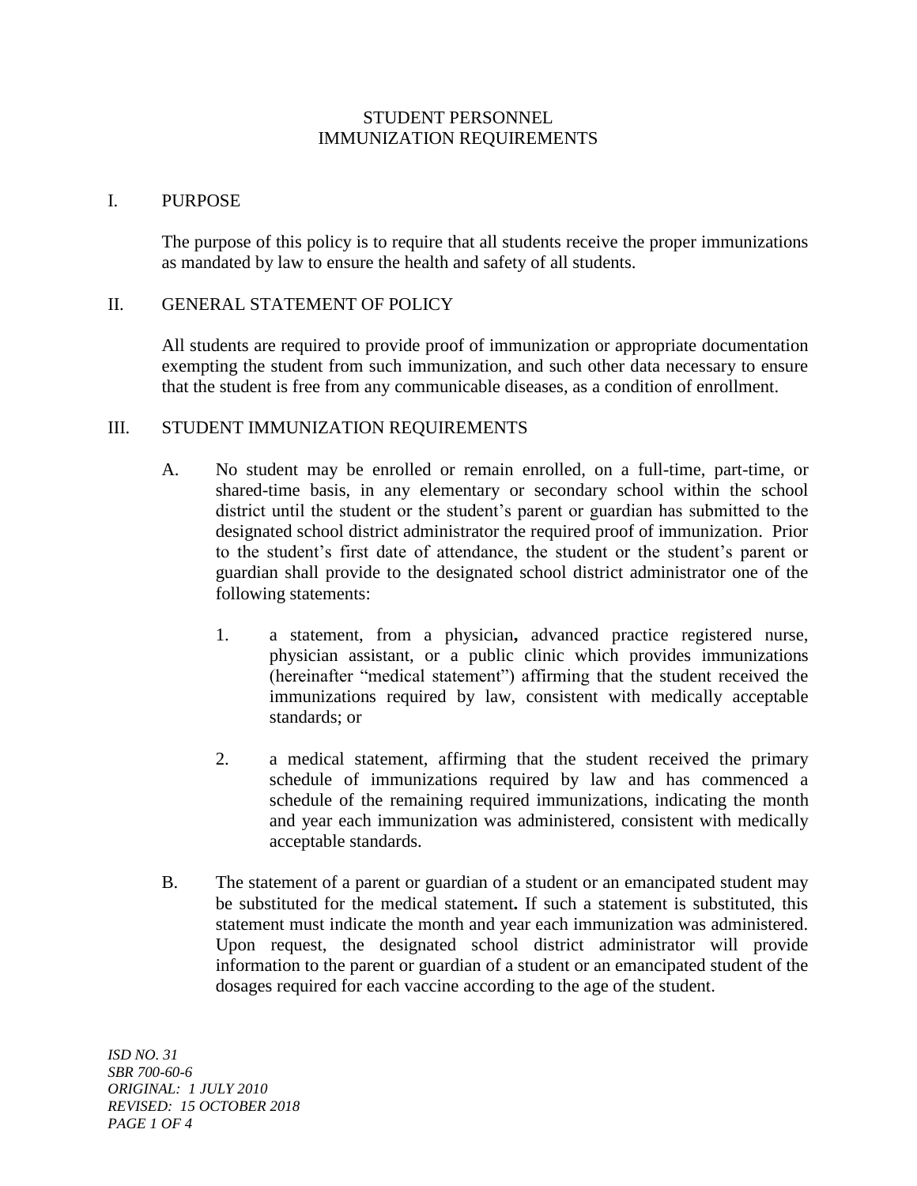# STUDENT PERSONNEL
# IMMUNIZATION REQUIREMENTS

## I. PURPOSE

The purpose of this policy is to require that all students receive the proper immunizations as mandated by law to ensure the health and safety of all students.

## II. GENERAL STATEMENT OF POLICY

All students are required to provide proof of immunization or appropriate documentation exempting the student from such immunization, and such other data necessary to ensure that the student is free from any communicable diseases, as a condition of enrollment.

## III. STUDENT IMMUNIZATION REQUIREMENTS

A. No student may be enrolled or remain enrolled, on a full-time, part-time, or shared-time basis, in any elementary or secondary school within the school district until the student or the student's parent or guardian has submitted to the designated school district administrator the required proof of immunization. Prior to the student's first date of attendance, the student or the student's parent or guardian shall provide to the designated school district administrator one of the following statements:

1. a statement, from a physician**,** advanced practice registered nurse, physician assistant, or a public clinic which provides immunizations (hereinafter "medical statement") affirming that the student received the immunizations required by law, consistent with medically acceptable standards; or

2. a medical statement, affirming that the student received the primary schedule of immunizations required by law and has commenced a schedule of the remaining required immunizations, indicating the month and year each immunization was administered, consistent with medically acceptable standards.

B. The statement of a parent or guardian of a student or an emancipated student may be substituted for the medical statement**.** If such a statement is substituted, this statement must indicate the month and year each immunization was administered. Upon request, the designated school district administrator will provide information to the parent or guardian of a student or an emancipated student of the dosages required for each vaccine according to the age of the student.

*ISD NO. 31*
*SBR 700-60-6*
*ORIGINAL: 1 JULY 2010*
*REVISED: 15 OCTOBER 2018*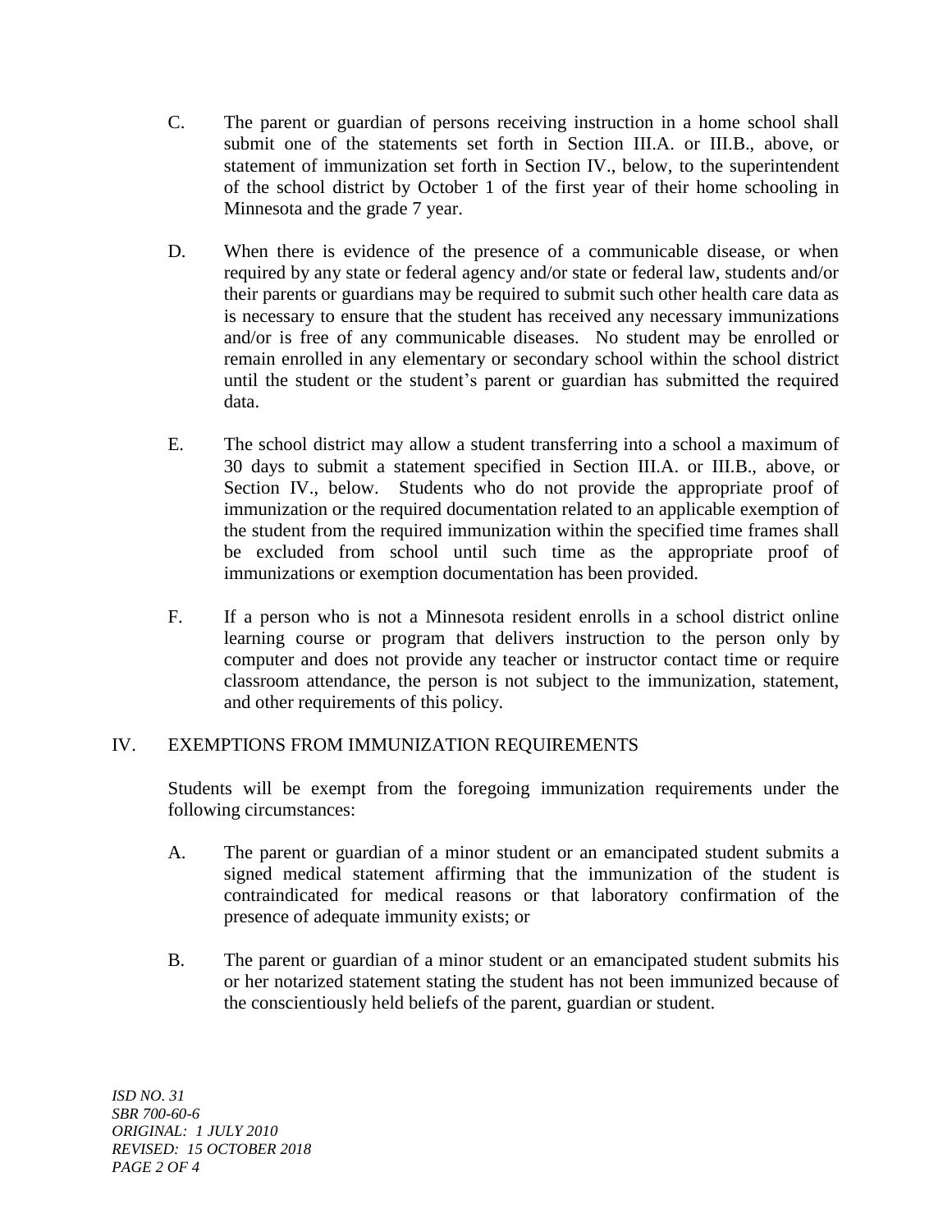C. The parent or guardian of persons receiving instruction in a home school shall submit one of the statements set forth in Section III.A. or III.B., above, or statement of immunization set forth in Section IV., below, to the superintendent of the school district by October 1 of the first year of their home schooling in Minnesota and the grade 7 year.

D. When there is evidence of the presence of a communicable disease, or when required by any state or federal agency and/or state or federal law, students and/or their parents or guardians may be required to submit such other health care data as is necessary to ensure that the student has received any necessary immunizations and/or is free of any communicable diseases. No student may be enrolled or remain enrolled in any elementary or secondary school within the school district until the student or the student's parent or guardian has submitted the required data.

E. The school district may allow a student transferring into a school a maximum of 30 days to submit a statement specified in Section III.A. or III.B., above, or Section IV., below. Students who do not provide the appropriate proof of immunization or the required documentation related to an applicable exemption of the student from the required immunization within the specified time frames shall be excluded from school until such time as the appropriate proof of immunizations or exemption documentation has been provided.

F. If a person who is not a Minnesota resident enrolls in a school district online learning course or program that delivers instruction to the person only by computer and does not provide any teacher or instructor contact time or require classroom attendance, the person is not subject to the immunization, statement, and other requirements of this policy.

## IV. EXEMPTIONS FROM IMMUNIZATION REQUIREMENTS

Students will be exempt from the foregoing immunization requirements under the following circumstances:

A. The parent or guardian of a minor student or an emancipated student submits a signed medical statement affirming that the immunization of the student is contraindicated for medical reasons or that laboratory confirmation of the presence of adequate immunity exists; or

B. The parent or guardian of a minor student or an emancipated student submits his or her notarized statement stating the student has not been immunized because of the conscientiously held beliefs of the parent, guardian or student.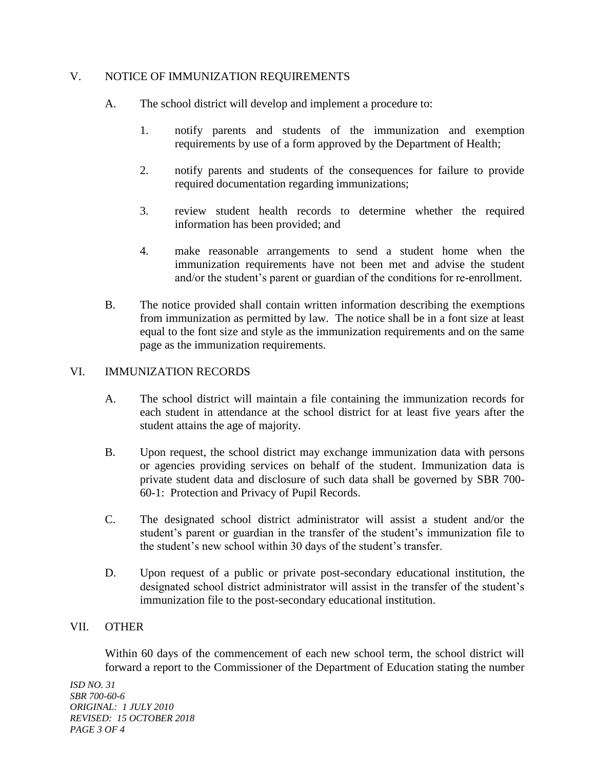## V. NOTICE OF IMMUNIZATION REQUIREMENTS

A. The school district will develop and implement a procedure to:

1. notify parents and students of the immunization and exemption requirements by use of a form approved by the Department of Health;

2. notify parents and students of the consequences for failure to provide required documentation regarding immunizations;

3. review student health records to determine whether the required information has been provided; and

4. make reasonable arrangements to send a student home when the immunization requirements have not been met and advise the student and/or the student's parent or guardian of the conditions for re-enrollment.

B. The notice provided shall contain written information describing the exemptions from immunization as permitted by law. The notice shall be in a font size at least equal to the font size and style as the immunization requirements and on the same page as the immunization requirements.

## VI. IMMUNIZATION RECORDS

A. The school district will maintain a file containing the immunization records for each student in attendance at the school district for at least five years after the student attains the age of majority.

B. Upon request, the school district may exchange immunization data with persons or agencies providing services on behalf of the student. Immunization data is private student data and disclosure of such data shall be governed by SBR 700-60-1: Protection and Privacy of Pupil Records.

C. The designated school district administrator will assist a student and/or the student's parent or guardian in the transfer of the student's immunization file to the student's new school within 30 days of the student's transfer.

D. Upon request of a public or private post-secondary educational institution, the designated school district administrator will assist in the transfer of the student's immunization file to the post-secondary educational institution.

## VII. OTHER

Within 60 days of the commencement of each new school term, the school district will forward a report to the Commissioner of the Department of Education stating the number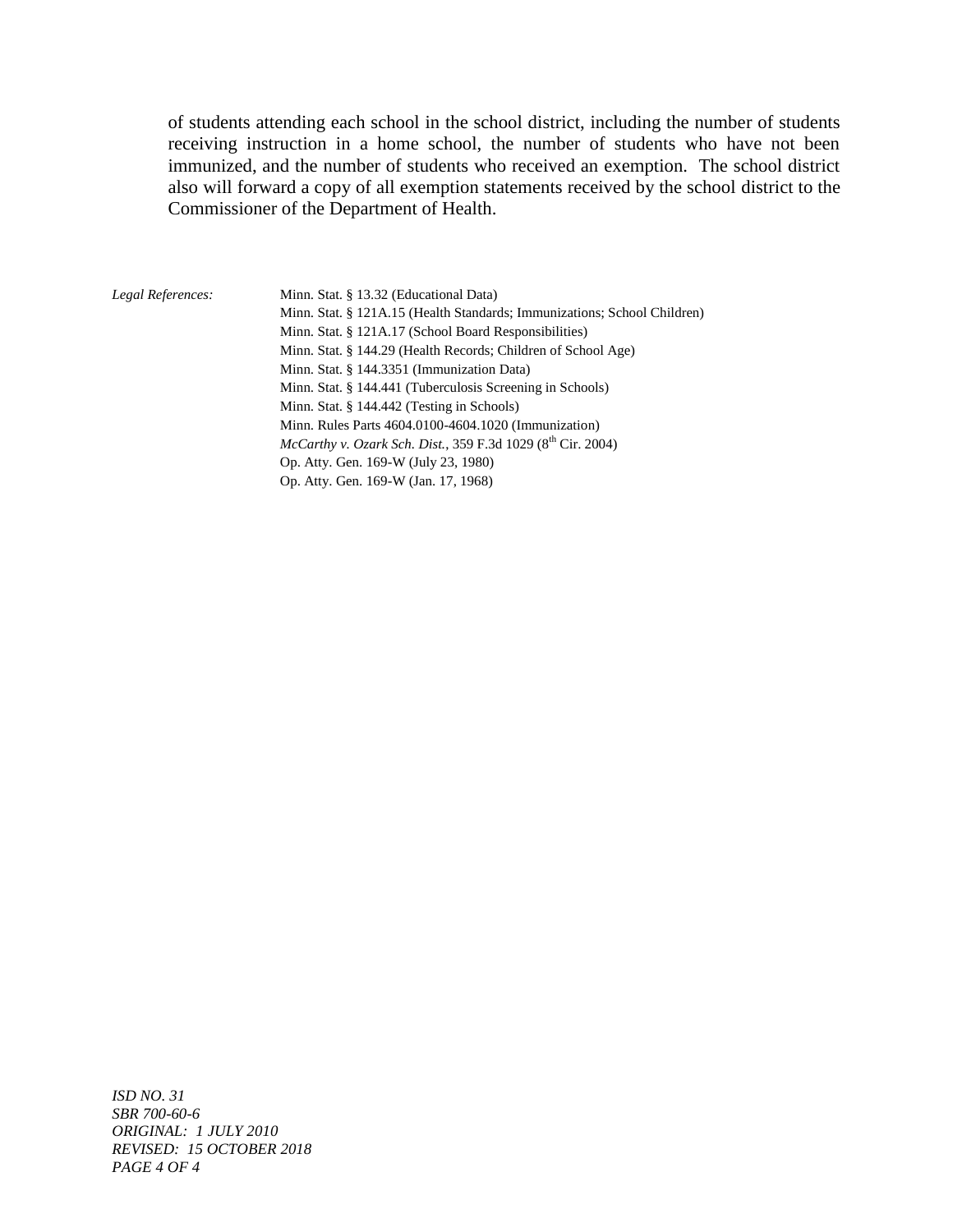of students attending each school in the school district, including the number of students receiving instruction in a home school, the number of students who have not been immunized, and the number of students who received an exemption. The school district also will forward a copy of all exemption statements received by the school district to the Commissioner of the Department of Health.

*Legal References:*

Minn. Stat. § 13.32 (Educational Data)
Minn. Stat. § 121A.15 (Health Standards; Immunizations; School Children)
Minn. Stat. § 121A.17 (School Board Responsibilities)
Minn. Stat. § 144.29 (Health Records; Children of School Age)
Minn. Stat. § 144.3351 (Immunization Data)
Minn. Stat. § 144.441 (Tuberculosis Screening in Schools)
Minn. Stat. § 144.442 (Testing in Schools)
Minn. Rules Parts 4604.0100-4604.1020 (Immunization)
*McCarthy v. Ozark Sch. Dist.*, 359 F.3d 1029 (8th Cir. 2004)
Op. Atty. Gen. 169-W (July 23, 1980)
Op. Atty. Gen. 169-W (Jan. 17, 1968)

*ISD NO. 31*
*SBR 700-60-6*
*ORIGINAL: 1 JULY 2010*
*REVISED: 15 OCTOBER 2018*